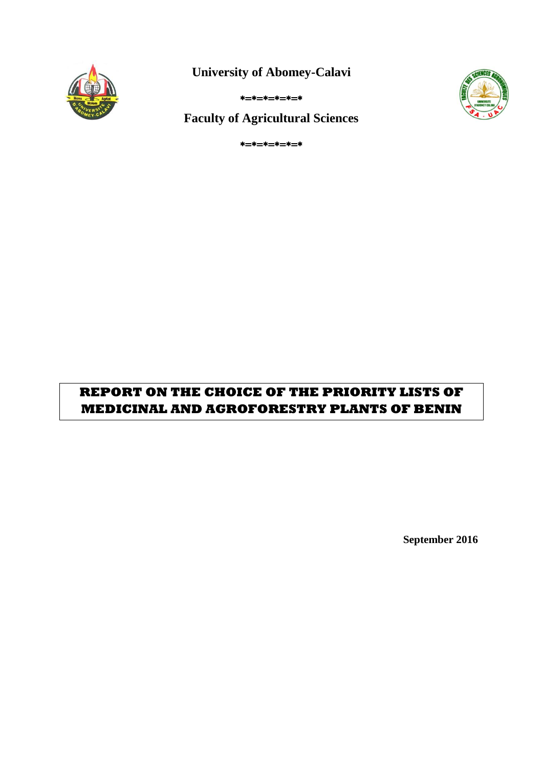**University of Abomey-Calavi**

*=*=*=*=*=*

**Faculty of Agricultural Sciences**

*=*=*=*=*=*

# REPORT ON THE CHOICE OF THE PRIORITY LISTS OF MEDICINAL AND AGROFORESTRY PLANTS OF BENIN

**September 2016**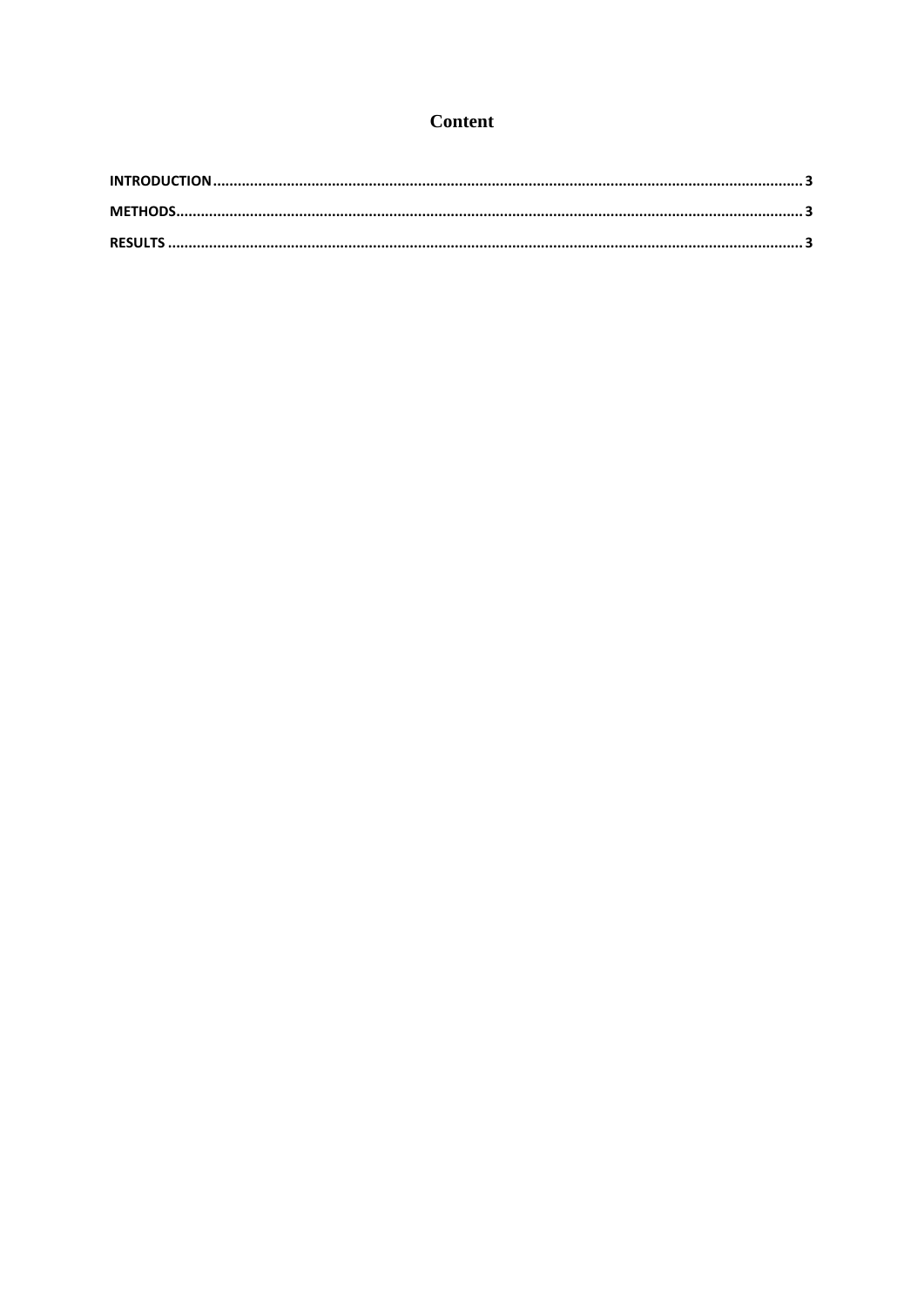# Content

**INTRODUCTION** ........................................................................................................................................ **3**

**METHODS** ................................................................................................................................................ **3**

**RESULTS** .................................................................................................................................................. **3**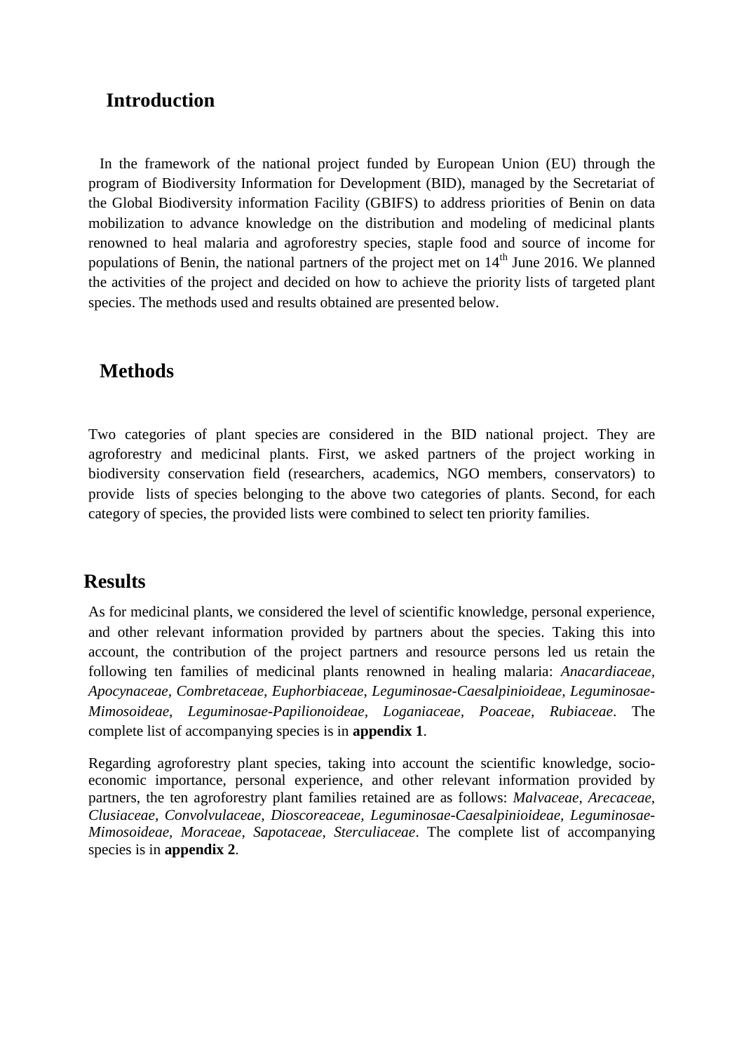## Introduction

In the framework of the national project funded by European Union (EU) through the program of Biodiversity Information for Development (BID), managed by the Secretariat of the Global Biodiversity information Facility (GBIFS) to address priorities of Benin on data mobilization to advance knowledge on the distribution and modeling of medicinal plants renowned to heal malaria and agroforestry species, staple food and source of income for populations of Benin, the national partners of the project met on 14th June 2016. We planned the activities of the project and decided on how to achieve the priority lists of targeted plant species. The methods used and results obtained are presented below.

## Methods

Two categories of plant species are considered in the BID national project. They are agroforestry and medicinal plants. First, we asked partners of the project working in biodiversity conservation field (researchers, academics, NGO members, conservators) to provide lists of species belonging to the above two categories of plants. Second, for each category of species, the provided lists were combined to select ten priority families.

## Results

As for medicinal plants, we considered the level of scientific knowledge, personal experience, and other relevant information provided by partners about the species. Taking this into account, the contribution of the project partners and resource persons led us retain the following ten families of medicinal plants renowned in healing malaria: *Anacardiaceae*, *Apocynaceae*, *Combretaceae*, *Euphorbiaceae*, *Leguminosae-Caesalpinioideae*, *Leguminosae-Mimosoideae*, *Leguminosae-Papilionoideae*, *Loganiaceae*, *Poaceae*, *Rubiaceae*. The complete list of accompanying species is in **appendix 1**.

Regarding agroforestry plant species, taking into account the scientific knowledge, socio-economic importance, personal experience, and other relevant information provided by partners, the ten agroforestry plant families retained are as follows: *Malvaceae*, *Arecaceae*, *Clusiaceae*, *Convolvulaceae*, *Dioscoreaceae*, *Leguminosae-Caesalpinioideae*, *Leguminosae-Mimosoideae*, *Moraceae*, *Sapotaceae*, *Sterculiaceae*. The complete list of accompanying species is in **appendix 2**.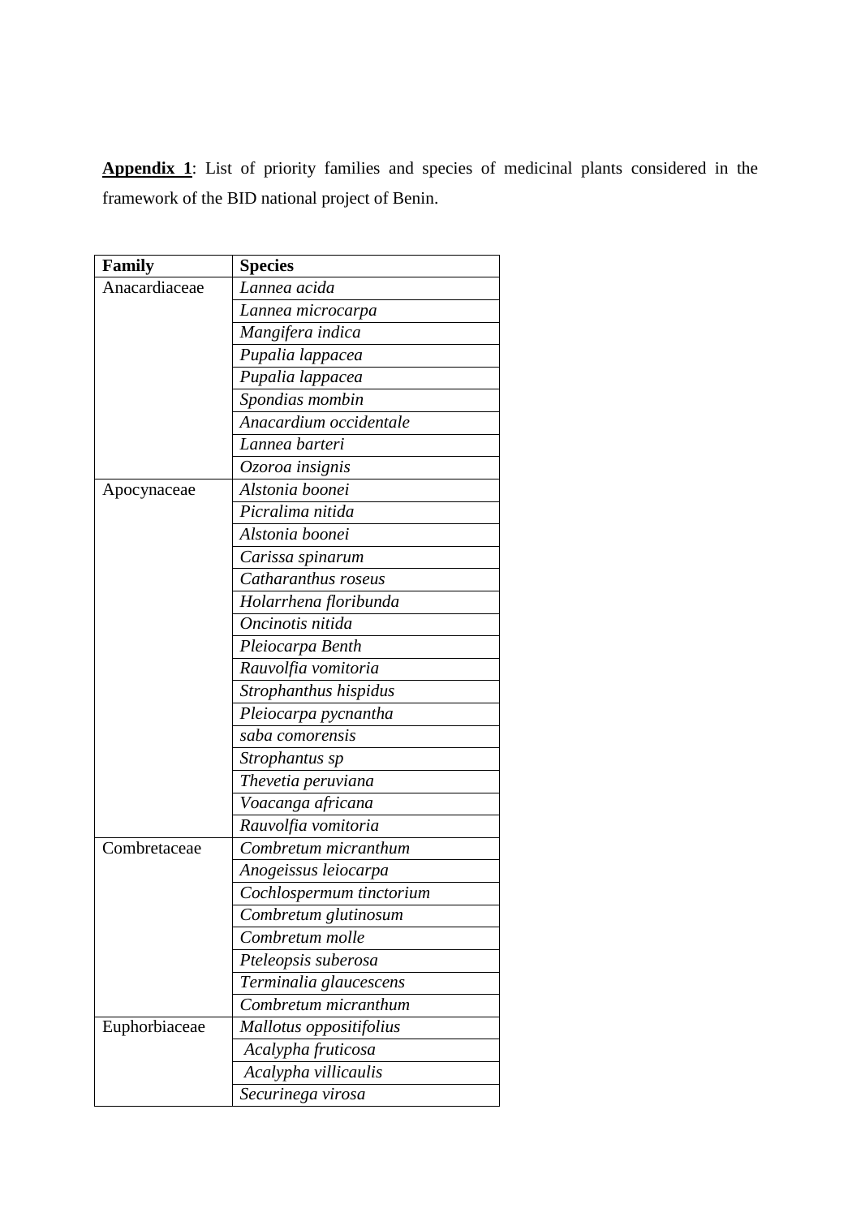**Appendix 1**: List of priority families and species of medicinal plants considered in the framework of the BID national project of Benin.

| Family | Species |
|---|---|
| Anacardiaceae | *Lannea acida* |
| | *Lannea microcarpa* |
| | *Mangifera indica* |
| | *Pupalia lappacea* |
| | *Pupalia lappacea* |
| | *Spondias mombin* |
| | *Anacardium occidentale* |
| | *Lannea barteri* |
| | *Ozoroa insignis* |
| Apocynaceae | *Alstonia boonei* |
| | *Picralima nitida* |
| | *Alstonia boonei* |
| | *Carissa spinarum* |
| | *Catharanthus roseus* |
| | *Holarrhena floribunda* |
| | *Oncinotis nitida* |
| | *Pleiocarpa Benth* |
| | *Rauvolfia vomitoria* |
| | *Strophanthus hispidus* |
| | *Pleiocarpa pycnantha* |
| | *saba comorensis* |
| | *Strophantus sp* |
| | *Thevetia peruviana* |
| | *Voacanga africana* |
| | *Rauvolfia vomitoria* |
| Combretaceae | *Combretum micranthum* |
| | *Anogeissus leiocarpa* |
| | *Cochlospermum tinctorium* |
| | *Combretum glutinosum* |
| | *Combretum molle* |
| | *Pteleopsis suberosa* |
| | *Terminalia glaucescens* |
| | *Combretum micranthum* |
| Euphorbiaceae | *Mallotus oppositifolius* |
| | *Acalypha fruticosa* |
| | *Acalypha villicaulis* |
| | *Securinega virosa* |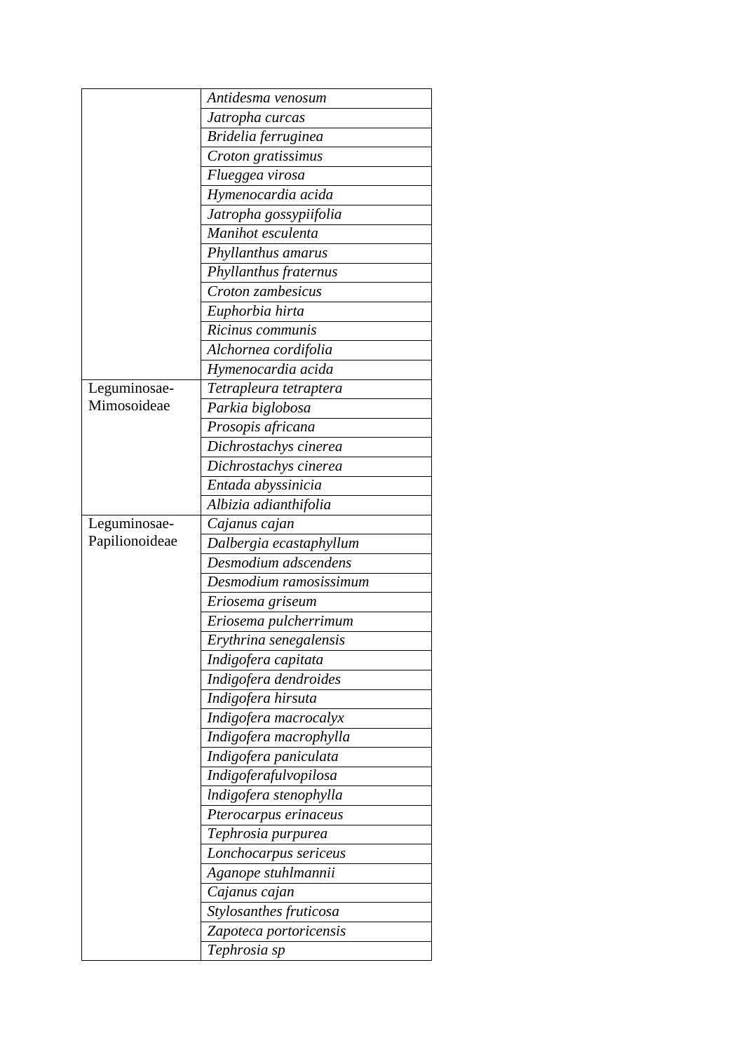| | |
|---|---|
| | *Antidesma venosum* |
| | *Jatropha curcas* |
| | *Bridelia ferruginea* |
| | *Croton gratissimus* |
| | *Flueggea virosa* |
| | *Hymenocardia acida* |
| | *Jatropha gossypiifolia* |
| | *Manihot esculenta* |
| | *Phyllanthus amarus* |
| | *Phyllanthus fraternus* |
| | *Croton zambesicus* |
| | *Euphorbia hirta* |
| | *Ricinus communis* |
| | *Alchornea cordifolia* |
| | *Hymenocardia acida* |
| Leguminosae-Mimosoideae | *Tetrapleura tetraptera* |
| | *Parkia biglobosa* |
| | *Prosopis africana* |
| | *Dichrostachys cinerea* |
| | *Dichrostachys cinerea* |
| | *Entada abyssinicia* |
| | *Albizia adianthifolia* |
| Leguminosae-Papilionoideae | *Cajanus cajan* |
| | *Dalbergia ecastaphyllum* |
| | *Desmodium adscendens* |
| | *Desmodium ramosissimum* |
| | *Eriosema griseum* |
| | *Eriosema pulcherrimum* |
| | *Erythrina senegalensis* |
| | *Indigofera capitata* |
| | *Indigofera dendroides* |
| | *Indigofera hirsuta* |
| | *Indigofera macrocalyx* |
| | *Indigofera macrophylla* |
| | *Indigofera paniculata* |
| | *Indigoferafulvopilosa* |
| | *lndigofera stenophylla* |
| | *Pterocarpus erinaceus* |
| | *Tephrosia purpurea* |
| | *Lonchocarpus sericeus* |
| | *Aganope stuhlmannii* |
| | *Cajanus cajan* |
| | *Stylosanthes fruticosa* |
| | *Zapoteca portoricensis* |
| | *Tephrosia sp* |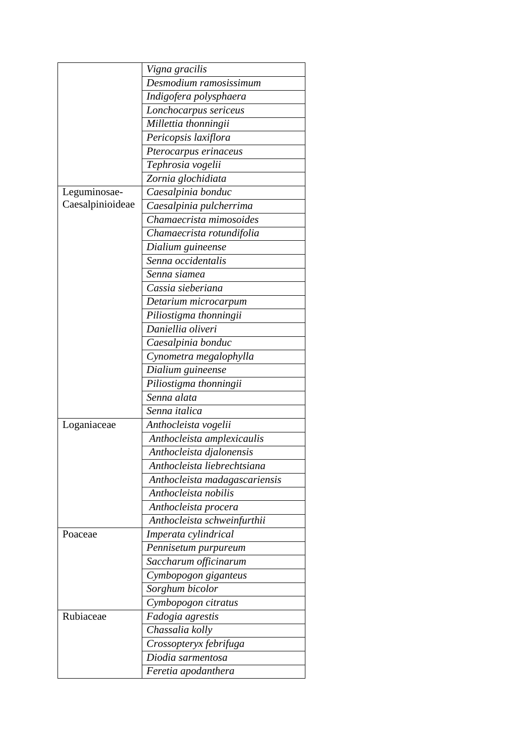| | |
|---|---|
| | *Vigna gracilis* |
| | *Desmodium ramosissimum* |
| | *Indigofera polysphaera* |
| | *Lonchocarpus sericeus* |
| | *Millettia thonningii* |
| | *Pericopsis laxiflora* |
| | *Pterocarpus erinaceus* |
| | *Tephrosia vogelii* |
| | *Zornia glochidiata* |
| Leguminosae-Caesalpinioideae | *Caesalpinia bonduc* |
| | *Caesalpinia pulcherrima* |
| | *Chamaecrista mimosoides* |
| | *Chamaecrista rotundifolia* |
| | *Dialium guineense* |
| | *Senna occidentalis* |
| | *Senna siamea* |
| | *Cassia sieberiana* |
| | *Detarium microcarpum* |
| | *Piliostigma thonningii* |
| | *Daniellia oliveri* |
| | *Caesalpinia bonduc* |
| | *Cynometra megalophylla* |
| | *Dialium guineense* |
| | *Piliostigma thonningii* |
| | *Senna alata* |
| | *Senna italica* |
| Loganiaceae | *Anthocleista vogelii* |
| | *Anthocleista amplexicaulis* |
| | *Anthocleista djalonensis* |
| | *Anthocleista liebrechtsiana* |
| | *Anthocleista madagascariensis* |
| | *Anthocleista nobilis* |
| | *Anthocleista procera* |
| | *Anthocleista schweinfurthii* |
| Poaceae | *Imperata cylindrical* |
| | *Pennisetum purpureum* |
| | *Saccharum officinarum* |
| | *Cymbopogon giganteus* |
| | *Sorghum bicolor* |
| | *Cymbopogon citratus* |
| Rubiaceae | *Fadogia agrestis* |
| | *Chassalia kolly* |
| | *Crossopteryx febrifuga* |
| | *Diodia sarmentosa* |
| | *Feretia apodanthera* |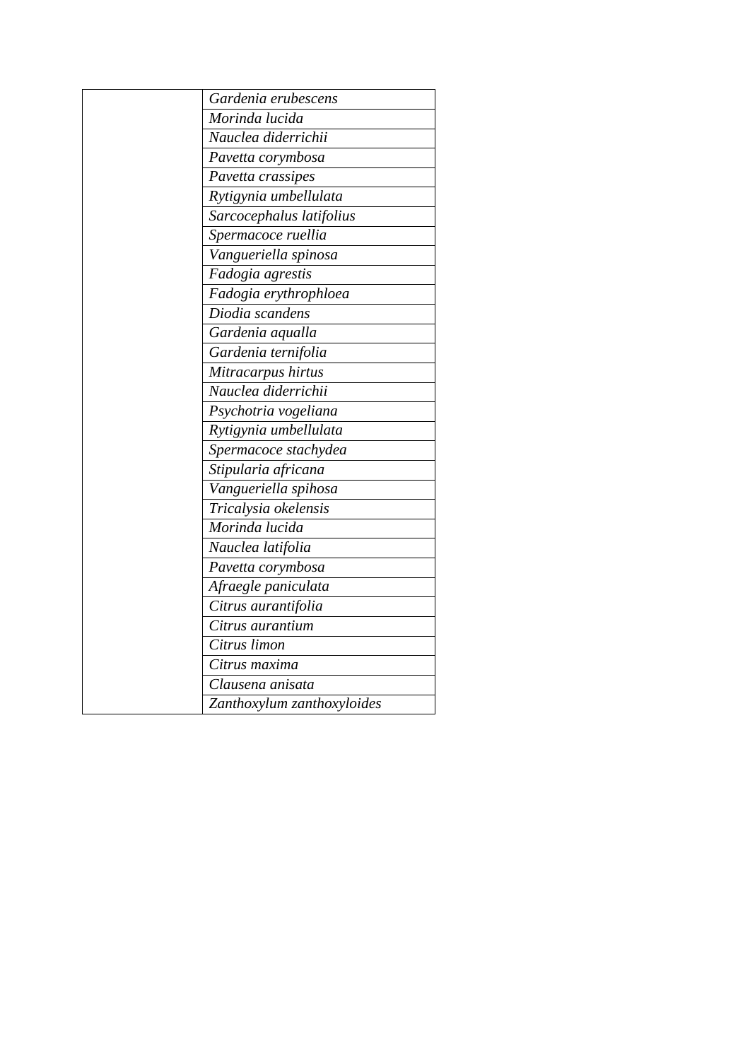| | |
|---|---|
| | *Gardenia erubescens* |
| | *Morinda lucida* |
| | *Nauclea diderrichii* |
| | *Pavetta corymbosa* |
| | *Pavetta crassipes* |
| | *Rytigynia umbellulata* |
| | *Sarcocephalus latifolius* |
| | *Spermacoce ruellia* |
| | *Vangueriella spinosa* |
| | *Fadogia agrestis* |
| | *Fadogia erythrophloea* |
| | *Diodia scandens* |
| | *Gardenia aqualla* |
| | *Gardenia ternifolia* |
| | *Mitracarpus hirtus* |
| | *Nauclea diderrichii* |
| | *Psychotria vogeliana* |
| | *Rytigynia umbellulata* |
| | *Spermacoce stachydea* |
| | *Stipularia africana* |
| | *Vangueriella spihosa* |
| | *Tricalysia okelensis* |
| | *Morinda lucida* |
| | *Nauclea latifolia* |
| | *Pavetta corymbosa* |
| | *Afraegle paniculata* |
| | *Citrus aurantifolia* |
| | *Citrus aurantium* |
| | *Citrus limon* |
| | *Citrus maxima* |
| | *Clausena anisata* |
| | *Zanthoxylum zanthoxyloides* |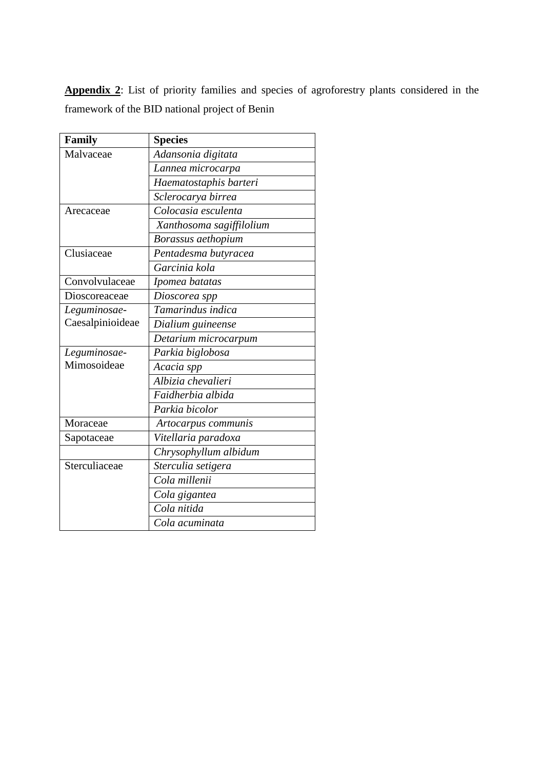**<u>Appendix 2</u>**: List of priority families and species of agroforestry plants considered in the framework of the BID national project of Benin

| Family | Species |
|---|---|
| Malvaceae | *Adansonia digitata* |
| | *Lannea microcarpa* |
| | *Haematostaphis barteri* |
| | *Sclerocarya birrea* |
| Arecaceae | *Colocasia esculenta* |
| | *Xanthosoma sagiffilolium* |
| | *Borassus aethopium* |
| Clusiaceae | *Pentadesma butyracea* |
| | *Garcinia kola* |
| Convolvulaceae | *Ipomea batatas* |
| Dioscoreaceae | *Dioscorea spp* |
| *Leguminosae*-Caesalpinioideae | *Tamarindus indica* |
| | *Dialium guineense* |
| | *Detarium microcarpum* |
| *Leguminosae*-Mimosoideae | *Parkia biglobosa* |
| | *Acacia spp* |
| | *Albizia chevalieri* |
| | *Faidherbia albida* |
| | *Parkia bicolor* |
| Moraceae | *Artocarpus communis* |
| Sapotaceae | *Vitellaria paradoxa* |
| | *Chrysophyllum albidum* |
| Sterculiaceae | *Sterculia setigera* |
| | *Cola millenii* |
| | *Cola gigantea* |
| | *Cola nitida* |
| | *Cola acuminata* |